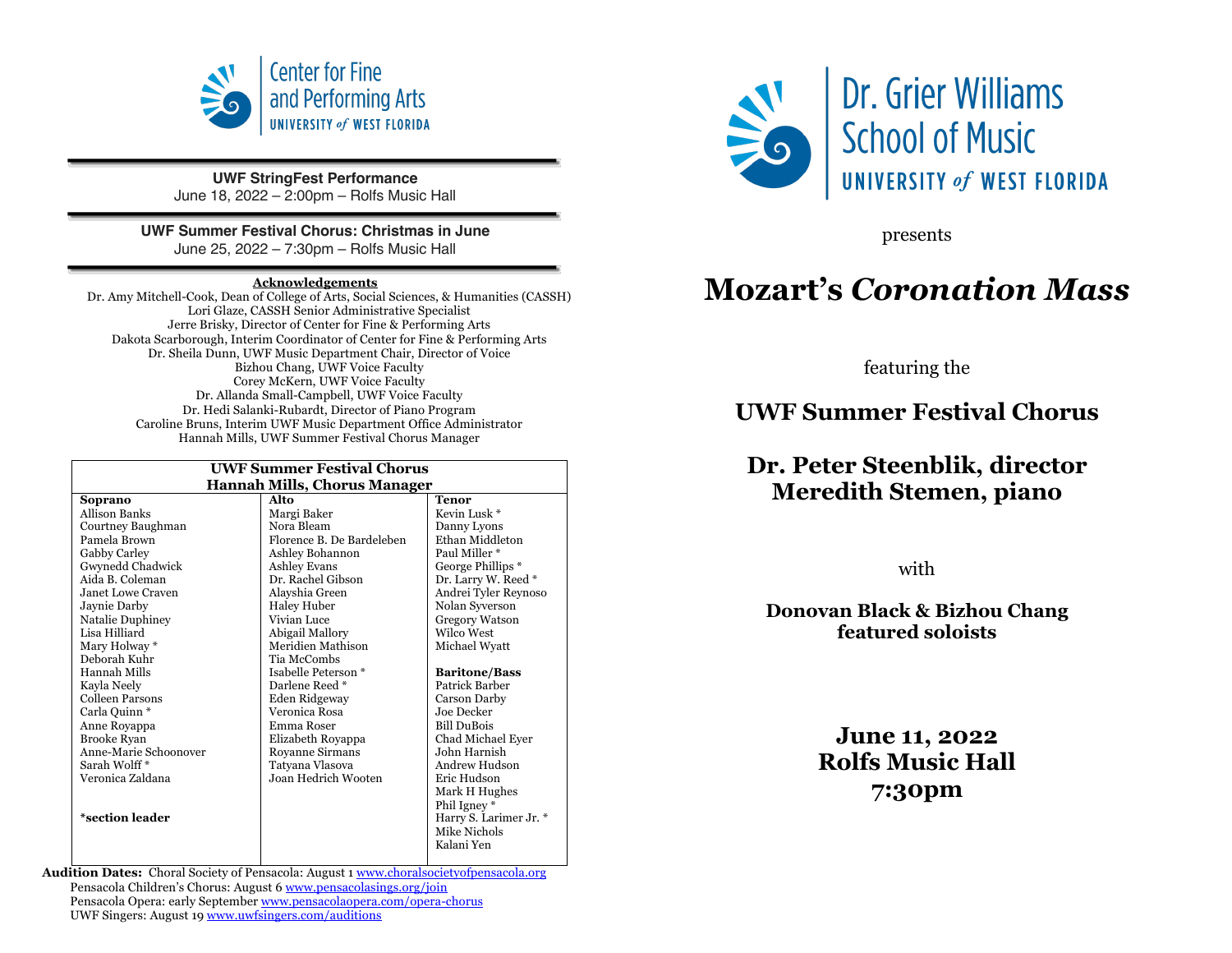Center for Fine and Performing Arts
UNIVERSITY of WEST FLORIDA

**UWF StringFest Performance**
June 18, 2022 – 2:00pm – Rolfs Music Hall

**UWF Summer Festival Chorus: Christmas in June**
June 25, 2022 – 7:30pm – Rolfs Music Hall

**Acknowledgements**

Dr. Amy Mitchell-Cook, Dean of College of Arts, Social Sciences, & Humanities (CASSH)
Lori Glaze, CASSH Senior Administrative Specialist
Jerre Brisky, Director of Center for Fine & Performing Arts
Dakota Scarborough, Interim Coordinator of Center for Fine & Performing Arts
Dr. Sheila Dunn, UWF Music Department Chair, Director of Voice
Bizhou Chang, UWF Voice Faculty
Corey McKern, UWF Voice Faculty
Dr. Allanda Small-Campbell, UWF Voice Faculty
Dr. Hedi Salanki-Rubardt, Director of Piano Program
Caroline Bruns, Interim UWF Music Department Office Administrator
Hannah Mills, UWF Summer Festival Chorus Manager

**UWF Summer Festival Chorus**
**Hannah Mills, Chorus Manager**

| Soprano | Alto | Tenor |
|---|---|---|
| Allison Banks | Margi Baker | Kevin Lusk * |
| Courtney Baughman | Nora Bleam | Danny Lyons |
| Pamela Brown | Florence B. De Bardeleben | Ethan Middleton |
| Gabby Carley | Ashley Bohannon | Paul Miller * |
| Gwynedd Chadwick | Ashley Evans | George Phillips * |
| Aida B. Coleman | Dr. Rachel Gibson | Dr. Larry W. Reed * |
| Janet Lowe Craven | Alayshia Green | Andrei Tyler Reynoso |
| Jaynie Darby | Haley Huber | Nolan Syverson |
| Natalie Duphiney | Vivian Luce | Gregory Watson |
| Lisa Hilliard | Abigail Mallory | Wilco West |
| Mary Holway * | Meridien Mathison | Michael Wyatt |
| Deborah Kuhr | Tia McCombs | |
| Hannah Mills | Isabelle Peterson * | **Baritone/Bass** |
| Kayla Neely | Darlene Reed * | Patrick Barber |
| Colleen Parsons | Eden Ridgeway | Carson Darby |
| Carla Quinn * | Veronica Rosa | Joe Decker |
| Anne Royappa | Emma Roser | Bill DuBois |
| Brooke Ryan | Elizabeth Royappa | Chad Michael Eyer |
| Anne-Marie Schoonover | Royanne Sirmans | John Harnish |
| Sarah Wolff * | Tatyana Vlasova | Andrew Hudson |
| Veronica Zaldana | Joan Hedrich Wooten | Eric Hudson |
| | | Mark H Hughes |
| | | Phil Igney * |
| ***section leader** | | Harry S. Larimer Jr. * |
| | | Mike Nichols |
| | | Kalani Yen |

**Audition Dates:** Choral Society of Pensacola: August 1 www.choralsocietyofpensacola.org
Pensacola Children's Chorus: August 6 www.pensacolasings.org/join
Pensacola Opera: early September www.pensacolaopera.com/opera-chorus
UWF Singers: August 19 www.uwfsingers.com/auditions

Dr. Grier Williams School of Music
UNIVERSITY of WEST FLORIDA

presents

# Mozart's *Coronation Mass*

featuring the

## UWF Summer Festival Chorus

## Dr. Peter Steenblik, director
## Meredith Stemen, piano

with

**Donovan Black & Bizhou Chang**
**featured soloists**

## June 11, 2022
## Rolfs Music Hall
## 7:30pm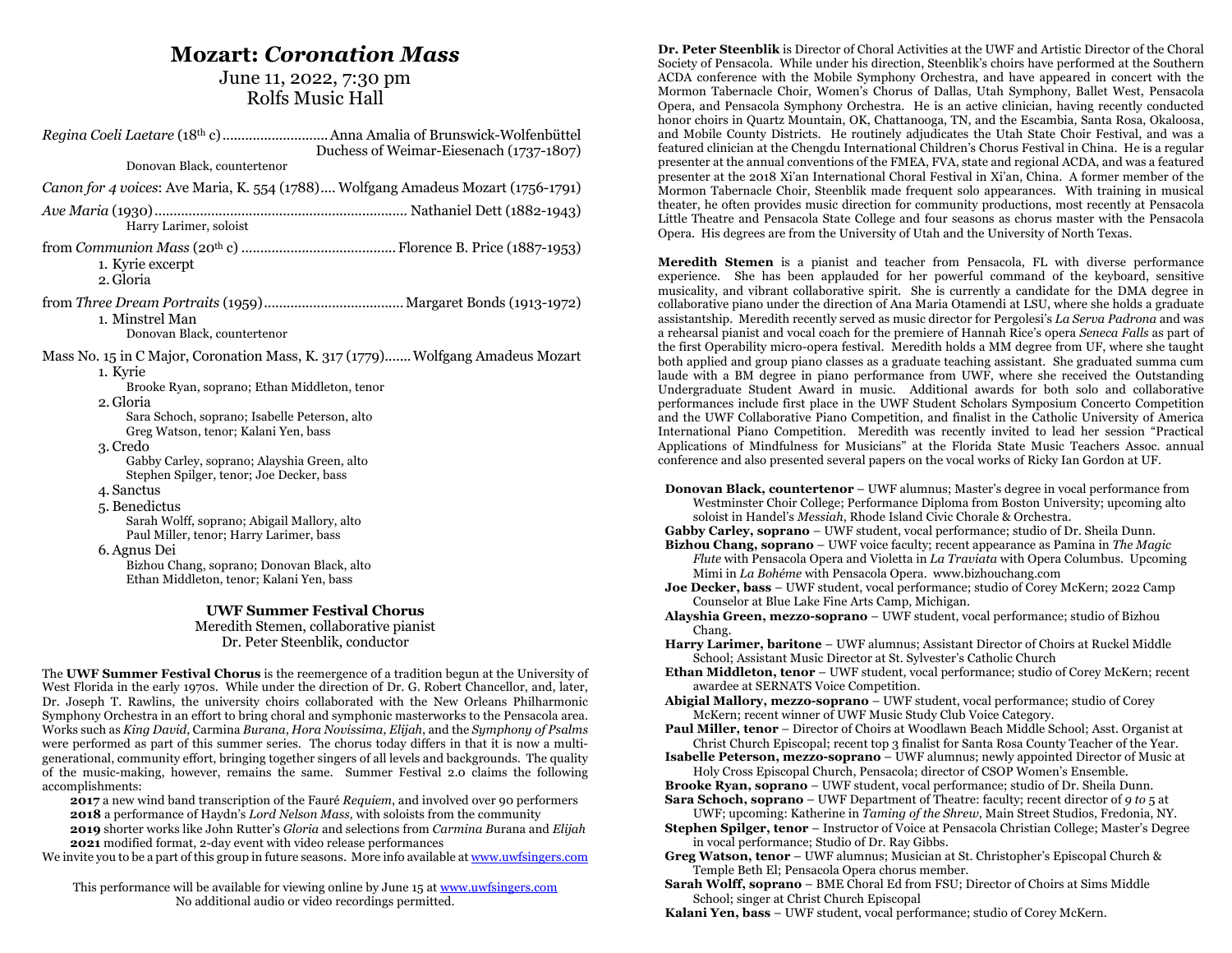# Mozart: *Coronation Mass*

June 11, 2022, 7:30 pm
Rolfs Music Hall

*Regina Coeli Laetare* (18th c)............................Anna Amalia of Brunswick-Wolfenbüttel Duchess of Weimar-Eiesenach (1737-1807)
Donovan Black, countertenor

*Canon for 4 voices*: Ave Maria, K. 554 (1788).... Wolfgang Amadeus Mozart (1756-1791)

*Ave Maria* (1930).................................................................. Nathaniel Dett (1882-1943)
Harry Larimer, soloist

from *Communion Mass* (20th c) ........................................ Florence B. Price (1887-1953)
1. Kyrie excerpt
2. Gloria

from *Three Dream Portraits* (1959).................................... Margaret Bonds (1913-1972)
1. Minstrel Man
Donovan Black, countertenor

Mass No. 15 in C Major, Coronation Mass, K. 317 (1779)....... Wolfgang Amadeus Mozart
1. Kyrie
Brooke Ryan, soprano; Ethan Middleton, tenor
2. Gloria
Sara Schoch, soprano; Isabelle Peterson, alto
Greg Watson, tenor; Kalani Yen, bass
3. Credo
Gabby Carley, soprano; Alayshia Green, alto
Stephen Spilger, tenor; Joe Decker, bass
4. Sanctus
5. Benedictus
Sarah Wolff, soprano; Abigail Mallory, alto
Paul Miller, tenor; Harry Larimer, bass
6. Agnus Dei
Bizhou Chang, soprano; Donovan Black, alto
Ethan Middleton, tenor; Kalani Yen, bass

**UWF Summer Festival Chorus**
Meredith Stemen, collaborative pianist
Dr. Peter Steenblik, conductor

The **UWF Summer Festival Chorus** is the reemergence of a tradition begun at the University of West Florida in the early 1970s. While under the direction of Dr. G. Robert Chancellor, and, later, Dr. Joseph T. Rawlins, the university choirs collaborated with the New Orleans Philharmonic Symphony Orchestra in an effort to bring choral and symphonic masterworks to the Pensacola area. Works such as *King David*, Carmina *Burana*, *Hora Novissima*, *Elijah*, and the *Symphony of Psalms* were performed as part of this summer series. The chorus today differs in that it is now a multi-generational, community effort, bringing together singers of all levels and backgrounds. The quality of the music-making, however, remains the same. Summer Festival 2.0 claims the following accomplishments:

**2017** a new wind band transcription of the Fauré *Requiem*, and involved over 90 performers
**2018** a performance of Haydn's *Lord Nelson Mass,* with soloists from the community
**2019** shorter works like John Rutter's *Gloria* and selections from *Carmina B*urana and *Elijah*
**2021** modified format, 2-day event with video release performances

We invite you to be a part of this group in future seasons. More info available at www.uwfsingers.com

This performance will be available for viewing online by June 15 at www.uwfsingers.com
No additional audio or video recordings permitted.

**Dr. Peter Steenblik** is Director of Choral Activities at the UWF and Artistic Director of the Choral Society of Pensacola. While under his direction, Steenblik's choirs have performed at the Southern ACDA conference with the Mobile Symphony Orchestra, and have appeared in concert with the Mormon Tabernacle Choir, Women's Chorus of Dallas, Utah Symphony, Ballet West, Pensacola Opera, and Pensacola Symphony Orchestra. He is an active clinician, having recently conducted honor choirs in Quartz Mountain, OK, Chattanooga, TN, and the Escambia, Santa Rosa, Okaloosa, and Mobile County Districts. He routinely adjudicates the Utah State Choir Festival, and was a featured clinician at the Chengdu International Children's Chorus Festival in China. He is a regular presenter at the annual conventions of the FMEA, FVA, state and regional ACDA, and was a featured presenter at the 2018 Xi'an International Choral Festival in Xi'an, China. A former member of the Mormon Tabernacle Choir, Steenblik made frequent solo appearances. With training in musical theater, he often provides music direction for community productions, most recently at Pensacola Little Theatre and Pensacola State College and four seasons as chorus master with the Pensacola Opera. His degrees are from the University of Utah and the University of North Texas.

**Meredith Stemen** is a pianist and teacher from Pensacola, FL with diverse performance experience. She has been applauded for her powerful command of the keyboard, sensitive musicality, and vibrant collaborative spirit. She is currently a candidate for the DMA degree in collaborative piano under the direction of Ana Maria Otamendi at LSU, where she holds a graduate assistantship. Meredith recently served as music director for Pergolesi's *La Serva Padrona* and was a rehearsal pianist and vocal coach for the premiere of Hannah Rice's opera *Seneca Falls* as part of the first Operability micro-opera festival. Meredith holds a MM degree from UF, where she taught both applied and group piano classes as a graduate teaching assistant. She graduated summa cum laude with a BM degree in piano performance from UWF, where she received the Outstanding Undergraduate Student Award in music. Additional awards for both solo and collaborative performances include first place in the UWF Student Scholars Symposium Concerto Competition and the UWF Collaborative Piano Competition, and finalist in the Catholic University of America International Piano Competition. Meredith was recently invited to lead her session "Practical Applications of Mindfulness for Musicians" at the Florida State Music Teachers Assoc. annual conference and also presented several papers on the vocal works of Ricky Ian Gordon at UF.

**Donovan Black, countertenor** – UWF alumnus; Master's degree in vocal performance from Westminster Choir College; Performance Diploma from Boston University; upcoming alto soloist in Handel's *Messiah*, Rhode Island Civic Chorale & Orchestra.
**Gabby Carley, soprano** – UWF student, vocal performance; studio of Dr. Sheila Dunn.
**Bizhou Chang, soprano** – UWF voice faculty; recent appearance as Pamina in *The Magic Flute* with Pensacola Opera and Violetta in *La Traviata* with Opera Columbus. Upcoming Mimi in *La Bohéme* with Pensacola Opera. www.bizhouchang.com
**Joe Decker, bass** – UWF student, vocal performance; studio of Corey McKern; 2022 Camp Counselor at Blue Lake Fine Arts Camp, Michigan.
**Alayshia Green, mezzo-soprano** – UWF student, vocal performance; studio of Bizhou Chang.
**Harry Larimer, baritone** – UWF alumnus; Assistant Director of Choirs at Ruckel Middle School; Assistant Music Director at St. Sylvester's Catholic Church
**Ethan Middleton, tenor** – UWF student, vocal performance; studio of Corey McKern; recent awardee at SERNATS Voice Competition.
**Abigial Mallory, mezzo-soprano** – UWF student, vocal performance; studio of Corey McKern; recent winner of UWF Music Study Club Voice Category.
**Paul Miller, tenor** – Director of Choirs at Woodlawn Beach Middle School; Asst. Organist at Christ Church Episcopal; recent top 3 finalist for Santa Rosa County Teacher of the Year.
**Isabelle Peterson, mezzo-soprano** – UWF alumnus; newly appointed Director of Music at Holy Cross Episcopal Church, Pensacola; director of CSOP Women's Ensemble.
**Brooke Ryan, soprano** – UWF student, vocal performance; studio of Dr. Sheila Dunn.
**Sara Schoch, soprano** – UWF Department of Theatre: faculty; recent director of *9 to 5* at UWF; upcoming: Katherine in *Taming of the Shrew*, Main Street Studios, Fredonia, NY.
**Stephen Spilger, tenor** – Instructor of Voice at Pensacola Christian College; Master's Degree in vocal performance; Studio of Dr. Ray Gibbs.
**Greg Watson, tenor** – UWF alumnus; Musician at St. Christopher's Episcopal Church & Temple Beth El; Pensacola Opera chorus member.
**Sarah Wolff, soprano** – BME Choral Ed from FSU; Director of Choirs at Sims Middle School; singer at Christ Church Episcopal
**Kalani Yen, bass** – UWF student, vocal performance; studio of Corey McKern.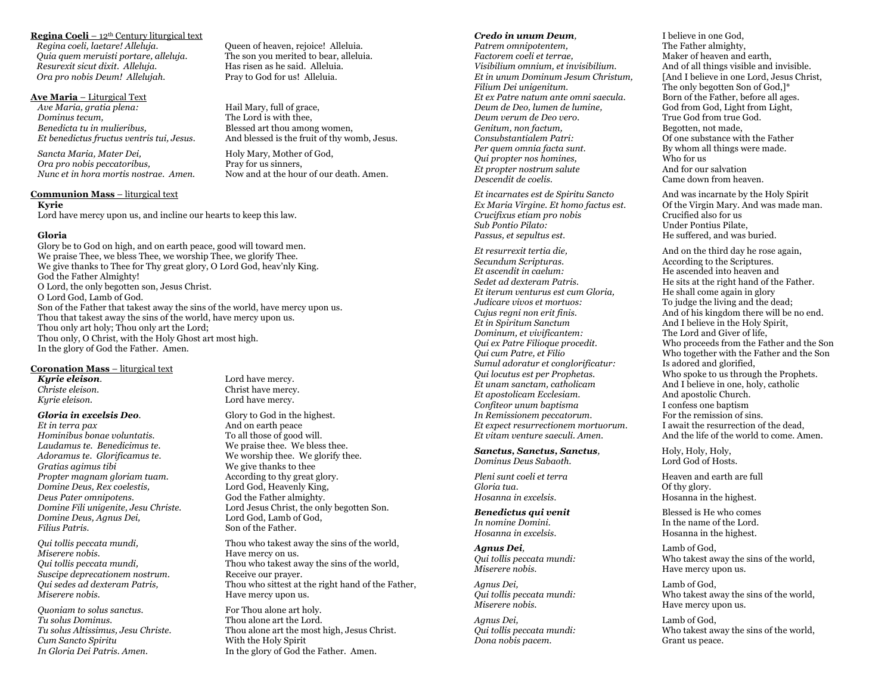**Regina Coeli** – 12th Century liturgical text

| | |
|---|---|
| *Regina coeli, laetare! Alleluja.* | Queen of heaven, rejoice! Alleluia. |
| *Quia quem meruisti portare, alleluja.* | The son you merited to bear, alleluia. |
| *Resurexit sicut dixit. Alleluja.* | Has risen as he said. Alleluia. |
| *Ora pro nobis Deum! Allelujah.* | Pray to God for us! Alleluia. |

**Ave Maria** – Liturgical Text

| | |
|---|---|
| *Ave Maria, gratia plena:* | Hail Mary, full of grace, |
| *Dominus tecum,* | The Lord is with thee, |
| *Benedicta tu in mulieribus,* | Blessed art thou among women, |
| *Et benedictus fructus ventris tui, Jesus.* | And blessed is the fruit of thy womb, Jesus. |
| *Sancta Maria, Mater Dei,* | Holy Mary, Mother of God, |
| *Ora pro nobis peccatoribus,* | Pray for us sinners, |
| *Nunc et in hora mortis nostrae. Amen.* | Now and at the hour of our death. Amen. |

**Communion Mass** – liturgical text

**Kyrie**

Lord have mercy upon us, and incline our hearts to keep this law.

**Gloria**

Glory be to God on high, and on earth peace, good will toward men.
We praise Thee, we bless Thee, we worship Thee, we glorify Thee.
We give thanks to Thee for Thy great glory, O Lord God, heav'nly King.
God the Father Almighty!
O Lord, the only begotten son, Jesus Christ.
O Lord God, Lamb of God.
Son of the Father that takest away the sins of the world, have mercy upon us.
Thou that takest away the sins of the world, have mercy upon us.
Thou only art holy; Thou only art the Lord;
Thou only, O Christ, with the Holy Ghost art most high.
In the glory of God the Father. Amen.

**Coronation Mass** – liturgical text

| | |
|---|---|
| ***Kyrie eleison.*** | Lord have mercy. |
| *Christe eleison.* | Christ have mercy. |
| *Kyrie eleison.* | Lord have mercy. |
| ***Gloria in excelsis Deo.*** | Glory to God in the highest. |
| *Et in terra pax* | And on earth peace |
| *Hominibus bonae voluntatis.* | To all those of good will. |
| *Laudamus te. Benedicimus te.* | We praise thee. We bless thee. |
| *Adoramus te. Glorificamus te.* | We worship thee. We glorify thee. |
| *Gratias agimus tibi* | We give thanks to thee |
| *Propter magnam gloriam tuam.* | According to thy great glory. |
| *Domine Deus, Rex coelestis,* | Lord God, Heavenly King, |
| *Deus Pater omnipotens.* | God the Father almighty. |
| *Domine Fili unigenite, Jesu Christe.* | Lord Jesus Christ, the only begotten Son. |
| *Domine Deus, Agnus Dei,* | Lord God, Lamb of God, |
| *Filius Patris.* | Son of the Father. |
| *Qui tollis peccata mundi,* | Thou who takest away the sins of the world, |
| *Miserere nobis.* | Have mercy on us. |
| *Qui tollis peccata mundi,* | Thou who takest away the sins of the world, |
| *Suscipe deprecationem nostrum.* | Receive our prayer. |
| *Qui sedes ad dexteram Patris,* | Thou who sittest at the right hand of the Father, |
| *Miserere nobis.* | Have mercy upon us. |
| *Quoniam to solus sanctus.* | For Thou alone art holy. |
| *Tu solus Dominus.* | Thou alone art the Lord. |
| *Tu solus Altissimus, Jesu Christe.* | Thou alone art the most high, Jesus Christ. |
| *Cum Sancto Spiritu* | With the Holy Spirit |
| *In Gloria Dei Patris. Amen.* | In the glory of God the Father. Amen. |
| ***Credo in unum Deum,*** | I believe in one God, |
| *Patrem omnipotentem,* | The Father almighty, |
| *Factorem coeli et terrae,* | Maker of heaven and earth, |
| *Visibilium omnium, et invisibilium.* | And of all things visible and invisible. |
| *Et in unum Dominum Jesum Christum,* | [And I believe in one Lord, Jesus Christ, |
| *Filium Dei unigenitum.* | The only begotten Son of God,]* |
| *Et ex Patre natum ante omni saecula.* | Born of the Father, before all ages. |
| *Deum de Deo, lumen de lumine,* | God from God, Light from Light, |
| *Deum verum de Deo vero.* | True God from true God. |
| *Genitum, non factum,* | Begotten, not made, |
| *Consubstantialem Patri:* | Of one substance with the Father |
| *Per quem omnia facta sunt.* | By whom all things were made. |
| *Qui propter nos homines,* | Who for us |
| *Et propter nostrum salute* | And for our salvation |
| *Descendit de coelis.* | Came down from heaven. |
| *Et incarnates est de Spiritu Sancto* | And was incarnate by the Holy Spirit |
| *Ex Maria Virgine. Et homo factus est.* | Of the Virgin Mary. And was made man. |
| *Crucifixus etiam pro nobis* | Crucified also for us |
| *Sub Pontio Pilato:* | Under Pontius Pilate, |
| *Passus, et sepultus est.* | He suffered, and was buried. |
| *Et resurrexit tertia die,* | And on the third day he rose again, |
| *Secundum Scripturas.* | According to the Scriptures. |
| *Et ascendit in caelum:* | He ascended into heaven and |
| *Sedet ad dexteram Patris.* | He sits at the right hand of the Father. |
| *Et iterum venturus est cum Gloria,* | He shall come again in glory |
| *Judicare vivos et mortuos:* | To judge the living and the dead; |
| *Cujus regni non erit finis.* | And of his kingdom there will be no end. |
| *Et in Spiritum Sanctum* | And I believe in the Holy Spirit, |
| *Dominum, et vivificantem:* | The Lord and Giver of life, |
| *Qui ex Patre Filioque procedit.* | Who proceeds from the Father and the Son |
| *Qui cum Patre, et Filio* | Who together with the Father and the Son |
| *Sumul adoratur et conglorificatur:* | Is adored and glorified, |
| *Qui locutus est per Prophetas.* | Who spoke to us through the Prophets. |
| *Et unam sanctam, catholicam* | And I believe in one, holy, catholic |
| *Et apostolicam Ecclesiam.* | And apostolic Church. |
| *Confiteor unum baptisma* | I confess one baptism |
| *In Remissionem peccatorum.* | For the remission of sins. |
| *Et expect resurrectionem mortuorum.* | I await the resurrection of the dead, |
| *Et vitam venture saeculi. Amen.* | And the life of the world to come. Amen. |
| ***Sanctus, Sanctus, Sanctus,*** | Holy, Holy, Holy, |
| *Dominus Deus Sabaoth.* | Lord God of Hosts. |
| *Pleni sunt coeli et terra* | Heaven and earth are full |
| *Gloria tua.* | Of thy glory. |
| *Hosanna in excelsis.* | Hosanna in the highest. |
| ***Benedictus qui venit*** | Blessed is He who comes |
| *In nomine Domini.* | In the name of the Lord. |
| *Hosanna in excelsis.* | Hosanna in the highest. |
| ***Agnus Dei,*** | Lamb of God, |
| *Qui tollis peccata mundi:* | Who takest away the sins of the world, |
| *Miserere nobis.* | Have mercy upon us. |
| *Agnus Dei,* | Lamb of God, |
| *Qui tollis peccata mundi:* | Who takest away the sins of the world, |
| *Miserere nobis.* | Have mercy upon us. |
| *Agnus Dei,* | Lamb of God, |
| *Qui tollis peccata mundi:* | Who takest away the sins of the world, |
| *Dona nobis pacem.* | Grant us peace. |